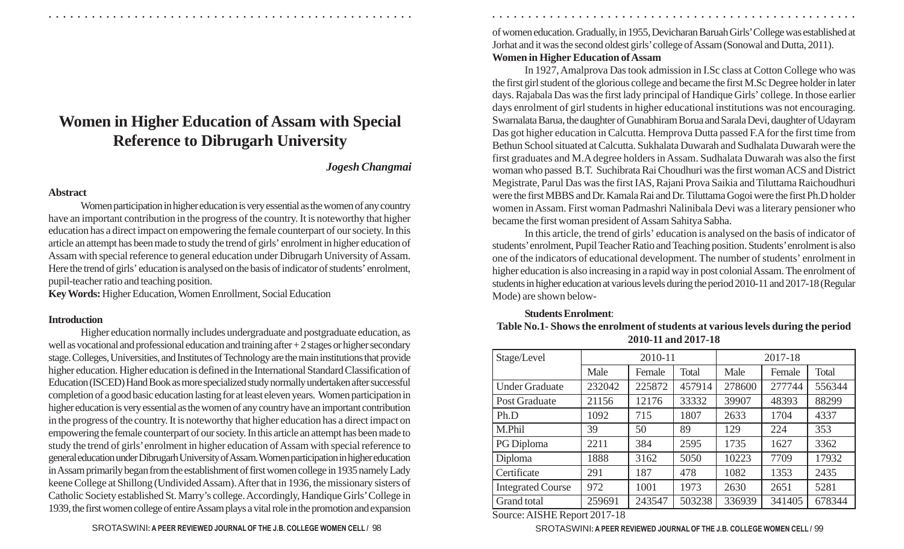# Women in Higher Education of Assam with Special Reference to Dibrugarh University

***Jogesh Changmai***

**Abstract**

Women participation in higher education is very essential as the women of any country have an important contribution in the progress of the country. It is noteworthy that higher education has a direct impact on empowering the female counterpart of our society. In this article an attempt has been made to study the trend of girls' enrolment in higher education of Assam with special reference to general education under Dibrugarh University of Assam. Here the trend of girls' education is analysed on the basis of indicator of students' enrolment, pupil-teacher ratio and teaching position.

**Key Words:** Higher Education, Women Enrollment, Social Education

**Introduction**

Higher education normally includes undergraduate and postgraduate education, as well as vocational and professional education and training after + 2 stages or higher secondary stage. Colleges, Universities, and Institutes of Technology are the main institutions that provide higher education. Higher education is defined in the International Standard Classification of Education (ISCED) Hand Book as more specialized study normally undertaken after successful completion of a good basic education lasting for at least eleven years. Women participation in higher education is very essential as the women of any country have an important contribution in the progress of the country. It is noteworthy that higher education has a direct impact on empowering the female counterpart of our society. In this article an attempt has been made to study the trend of girls' enrolment in higher education of Assam with special reference to general education under Dibrugarh University of Assam. Women participation in higher education in Assam primarily began from the establishment of first women college in 1935 namely Lady keene College at Shillong (Undivided Assam). After that in 1936, the missionary sisters of Catholic Society established St. Marry's college. Accordingly, Handique Girls' College in 1939, the first women college of entire Assam plays a vital role in the promotion and expansion of women education. Gradually, in 1955, Devicharan Baruah Girls' College was established at Jorhat and it was the second oldest girls' college of Assam (Sonowal and Dutta, 2011).

**Women in Higher Education of Assam**

In 1927, Amalprova Das took admission in I.Sc class at Cotton College who was the first girl student of the glorious college and became the first M.Sc Degree holder in later days. Rajabala Das was the first lady principal of Handique Girls' college. In those earlier days enrolment of girl students in higher educational institutions was not encouraging. Swarnalata Barua, the daughter of Gunabhiram Borua and Sarala Devi, daughter of Udayram Das got higher education in Calcutta. Hemprova Dutta passed F.A for the first time from Bethun School situated at Calcutta. Sukhalata Duwarah and Sudhalata Duwarah were the first graduates and M.A degree holders in Assam. Sudhalata Duwarah was also the first woman who passed B.T. Suchibrata Rai Choudhuri was the first woman ACS and District Megistrate, Parul Das was the first IAS, Rajani Prova Saikia and Tiluttama Raichoudhuri were the first MBBS and Dr. Kamala Rai and Dr. Tiluttama Gogoi were the first Ph.D holder women in Assam. First woman Padmashri Nalinibala Devi was a literary pensioner who became the first woman president of Assam Sahitya Sabha.

In this article, the trend of girls' education is analysed on the basis of indicator of students' enrolment, Pupil Teacher Ratio and Teaching position. Students' enrolment is also one of the indicators of educational development. The number of students' enrolment in higher education is also increasing in a rapid way in post colonial Assam. The enrolment of students in higher education at various levels during the period 2010-11 and 2017-18 (Regular Mode) are shown below-

**Students Enrolment**:

**Table No.1- Shows the enrolment of students at various levels during the period 2010-11 and 2017-18**

| Stage/Level | 2010-11 | | | 2017-18 | | |
|---|---|---|---|---|---|---|
| | Male | Female | Total | Male | Female | Total |
| Under Graduate | 232042 | 225872 | 457914 | 278600 | 277744 | 556344 |
| Post Graduate | 21156 | 12176 | 33332 | 39907 | 48393 | 88299 |
| Ph.D | 1092 | 715 | 1807 | 2633 | 1704 | 4337 |
| M.Phil | 39 | 50 | 89 | 129 | 224 | 353 |
| PG Diploma | 2211 | 384 | 2595 | 1735 | 1627 | 3362 |
| Diploma | 1888 | 3162 | 5050 | 10223 | 7709 | 17932 |
| Certificate | 291 | 187 | 478 | 1082 | 1353 | 2435 |
| Integrated Course | 972 | 1001 | 1973 | 2630 | 2651 | 5281 |
| Grand total | 259691 | 243547 | 503238 | 336939 | 341405 | 678344 |

Source: AISHE Report 2017-18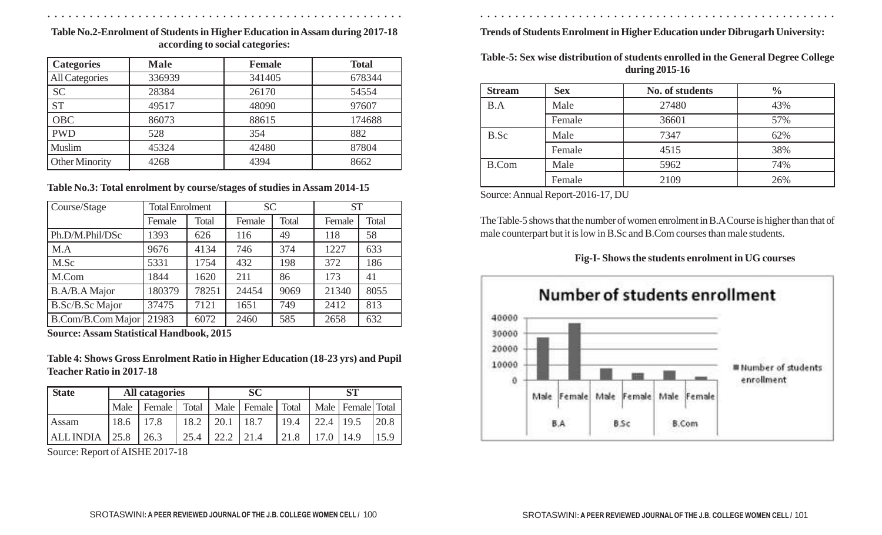**Table No.2-Enrolment of Students in Higher Education in Assam during 2017-18 according to social categories:**

| Categories | Male | Female | Total |
|---|---|---|---|
| All Categories | 336939 | 341405 | 678344 |
| SC | 28384 | 26170 | 54554 |
| ST | 49517 | 48090 | 97607 |
| OBC | 86073 | 88615 | 174688 |
| PWD | 528 | 354 | 882 |
| Muslim | 45324 | 42480 | 87804 |
| Other Minority | 4268 | 4394 | 8662 |

**Table No.3: Total enrolment by course/stages of studies in Assam 2014-15**

| Course/Stage | Total Enrolment | | SC | | ST | |
|---|---|---|---|---|---|---|
| | Female | Total | Female | Total | Female | Total |
| Ph.D/M.Phil/DSc | 1393 | 626 | 116 | 49 | 118 | 58 |
| M.A | 9676 | 4134 | 746 | 374 | 1227 | 633 |
| M.Sc | 5331 | 1754 | 432 | 198 | 372 | 186 |
| M.Com | 1844 | 1620 | 211 | 86 | 173 | 41 |
| B.A/B.A Major | 180379 | 78251 | 24454 | 9069 | 21340 | 8055 |
| B.Sc/B.Sc Major | 37475 | 7121 | 1651 | 749 | 2412 | 813 |
| B.Com/B.Com Major | 21983 | 6072 | 2460 | 585 | 2658 | 632 |

**Source: Assam Statistical Handbook, 2015**

**Table 4: Shows Gross Enrolment Ratio in Higher Education (18-23 yrs) and Pupil Teacher Ratio in 2017-18**

| State | All catagories | | | SC | | | ST | | |
|---|---|---|---|---|---|---|---|---|---|
| | Male | Female | Total | Male | Female | Total | Male | Female | Total |
| Assam | 18.6 | 17.8 | 18.2 | 20.1 | 18.7 | 19.4 | 22.4 | 19.5 | 20.8 |
| ALL INDIA | 25.8 | 26.3 | 25.4 | 22.2 | 21.4 | 21.8 | 17.0 | 14.9 | 15.9 |

Source: Report of AISHE 2017-18

**Trends of Students Enrolment in Higher Education under Dibrugarh University:**

**Table-5: Sex wise distribution of students enrolled in the General Degree College during 2015-16**

| Stream | Sex | No. of students | % |
|---|---|---|---|
| B.A | Male | 27480 | 43% |
| | Female | 36601 | 57% |
| B.Sc | Male | 7347 | 62% |
| | Female | 4515 | 38% |
| B.Com | Male | 5962 | 74% |
| | Female | 2109 | 26% |

Source: Annual Report-2016-17, DU

The Table-5 shows that the number of women enrolment in B.A Course is higher than that of male counterpart but it is low in B.Sc and B.Com courses than male students.

**Fig-I- Shows the students enrolment in UG courses**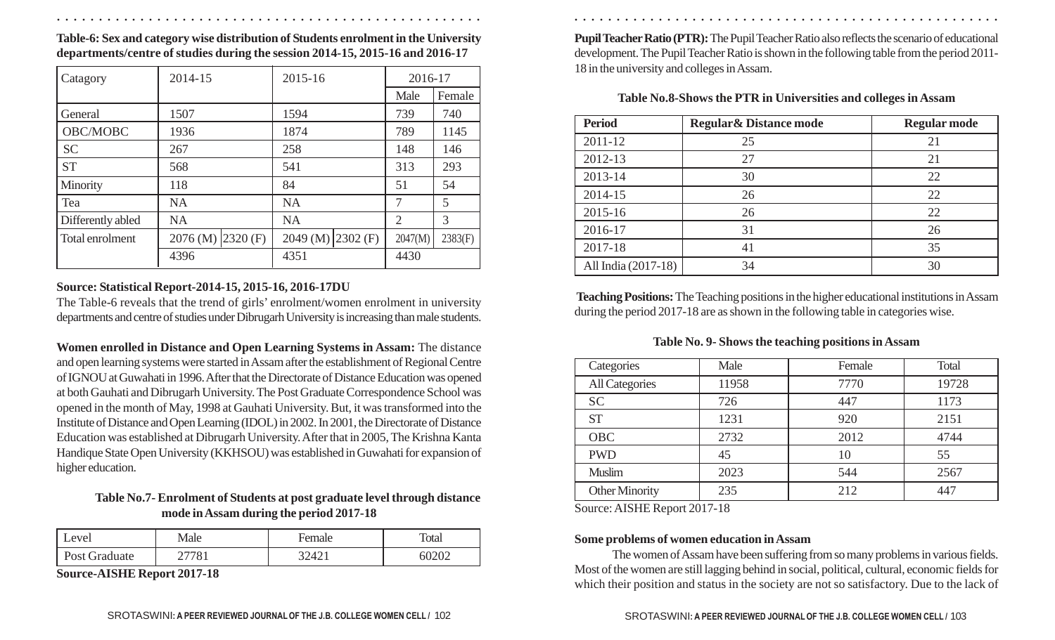**Table-6: Sex and category wise distribution of Students enrolment in the University departments/centre of studies during the session 2014-15, 2015-16 and 2016-17**

| Catagory | 2014-15 | | 2015-16 | | 2016-17 | |
|---|---|---|---|---|---|---|
| | | | | | Male | Female |
| General | 1507 | | 1594 | | 739 | 740 |
| OBC/MOBC | 1936 | | 1874 | | 789 | 1145 |
| SC | 267 | | 258 | | 148 | 146 |
| ST | 568 | | 541 | | 313 | 293 |
| Minority | 118 | | 84 | | 51 | 54 |
| Tea | NA | | NA | | 7 | 5 |
| Differently abled | NA | | NA | | 2 | 3 |
| Total enrolment | 2076 (M) | 2320 (F) | 2049 (M) | 2302 (F) | 2047(M) | 2383(F) |
| | 4396 | | 4351 | | 4430 | |

**Source: Statistical Report-2014-15, 2015-16, 2016-17DU**

The Table-6 reveals that the trend of girls' enrolment/women enrolment in university departments and centre of studies under Dibrugarh University is increasing than male students.

**Women enrolled in Distance and Open Learning Systems in Assam:** The distance and open learning systems were started in Assam after the establishment of Regional Centre of IGNOU at Guwahati in 1996. After that the Directorate of Distance Education was opened at both Gauhati and Dibrugarh University. The Post Graduate Correspondence School was opened in the month of May, 1998 at Gauhati University. But, it was transformed into the Institute of Distance and Open Learning (IDOL) in 2002. In 2001, the Directorate of Distance Education was established at Dibrugarh University. After that in 2005, The Krishna Kanta Handique State Open University (KKHSOU) was established in Guwahati for expansion of higher education.

**Table No.7- Enrolment of Students at post graduate level through distance mode in Assam during the period 2017-18**

| Level | Male | Female | Total |
|---|---|---|---|
| Post Graduate | 27781 | 32421 | 60202 |

**Source-AISHE Report 2017-18**

**Pupil Teacher Ratio (PTR):** The Pupil Teacher Ratio also reflects the scenario of educational development. The Pupil Teacher Ratio is shown in the following table from the period 2011-18 in the university and colleges in Assam.

**Table No.8-Shows the PTR in Universities and colleges in Assam**

| Period | Regular& Distance mode | Regular mode |
|---|---|---|
| 2011-12 | 25 | 21 |
| 2012-13 | 27 | 21 |
| 2013-14 | 30 | 22 |
| 2014-15 | 26 | 22 |
| 2015-16 | 26 | 22 |
| 2016-17 | 31 | 26 |
| 2017-18 | 41 | 35 |
| All India (2017-18) | 34 | 30 |

**Teaching Positions:** The Teaching positions in the higher educational institutions in Assam during the period 2017-18 are as shown in the following table in categories wise.

**Table No. 9- Shows the teaching positions in Assam**

| Categories | Male | Female | Total |
|---|---|---|---|
| All Categories | 11958 | 7770 | 19728 |
| SC | 726 | 447 | 1173 |
| ST | 1231 | 920 | 2151 |
| OBC | 2732 | 2012 | 4744 |
| PWD | 45 | 10 | 55 |
| Muslim | 2023 | 544 | 2567 |
| Other Minority | 235 | 212 | 447 |

Source: AISHE Report 2017-18

**Some problems of women education in Assam**

The women of Assam have been suffering from so many problems in various fields. Most of the women are still lagging behind in social, political, cultural, economic fields for which their position and status in the society are not so satisfactory. Due to the lack of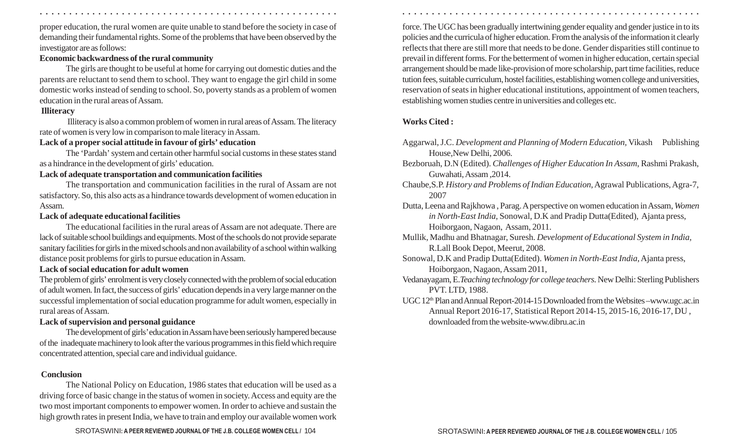proper education, the rural women are quite unable to stand before the society in case of demanding their fundamental rights. Some of the problems that have been observed by the investigator are as follows:

**Economic backwardness of the rural community**

The girls are thought to be useful at home for carrying out domestic duties and the parents are reluctant to send them to school. They want to engage the girl child in some domestic works instead of sending to school. So, poverty stands as a problem of women education in the rural areas of Assam.

**Illiteracy**

Illiteracy is also a common problem of women in rural areas of Assam. The literacy rate of women is very low in comparison to male literacy in Assam.

**Lack of a proper social attitude in favour of girls' education**

The 'Pardah' system and certain other harmful social customs in these states stand as a hindrance in the development of girls' education.

**Lack of adequate transportation and communication facilities**

The transportation and communication facilities in the rural of Assam are not satisfactory. So, this also acts as a hindrance towards development of women education in Assam.

**Lack of adequate educational facilities**

The educational facilities in the rural areas of Assam are not adequate. There are lack of suitable school buildings and equipments. Most of the schools do not provide separate sanitary facilities for girls in the mixed schools and non availability of a school within walking distance posit problems for girls to pursue education in Assam.

**Lack of social education for adult women**

The problem of girls' enrolment is very closely connected with the problem of social education of adult women. In fact, the success of girls' education depends in a very large manner on the successful implementation of social education programme for adult women, especially in rural areas of Assam.

**Lack of supervision and personal guidance**

The development of girls' education in Assam have been seriously hampered because of the inadequate machinery to look after the various programmes in this field which require concentrated attention, special care and individual guidance.

## Conclusion

The National Policy on Education, 1986 states that education will be used as a driving force of basic change in the status of women in society. Access and equity are the two most important components to empower women. In order to achieve and sustain the high growth rates in present India, we have to train and employ our available women work force. The UGC has been gradually intertwining gender equality and gender justice in to its policies and the curricula of higher education. From the analysis of the information it clearly reflects that there are still more that needs to be done. Gender disparities still continue to prevail in different forms. For the betterment of women in higher education, certain special arrangement should be made like-provision of more scholarship, part time facilities, reduce tution fees, suitable curriculum, hostel facilities, establishing women college and universities, reservation of seats in higher educational institutions, appointment of women teachers, establishing women studies centre in universities and colleges etc.

## Works Cited :

Aggarwal, J.C. *Development and Planning of Modern Education*, Vikash Publishing House,New Delhi, 2006.

Bezboruah, D.N (Edited). *Challenges of Higher Education In Assam*, Rashmi Prakash, Guwahati, Assam ,2014.

Chaube,S.P. *History and Problems of Indian Education*, Agrawal Publications, Agra-7, 2007

Dutta, Leena and Rajkhowa , Parag. A perspective on women education in Assam, *Women in North-East India*, Sonowal, D.K and Pradip Dutta(Edited), Ajanta press, Hoiborgaon, Nagaon, Assam, 2011.

Mullik, Madhu and Bhatnagar, Suresh. *Development of Educational System in India,* R.Lall Book Depot, Meerut, 2008.

Sonowal, D.K and Pradip Dutta(Edited). *Women in North-East India*, Ajanta press, Hoiborgaon, Nagaon, Assam 2011,

Vedanayagam, E.*Teaching technology for college teachers.* New Delhi: Sterling Publishers PVT. LTD, 1988.

UGC 12th Plan and Annual Report-2014-15 Downloaded from the Websites –www.ugc.ac.in Annual Report 2016-17, Statistical Report 2014-15, 2015-16, 2016-17, DU , downloaded from the website-www.dibru.ac.in